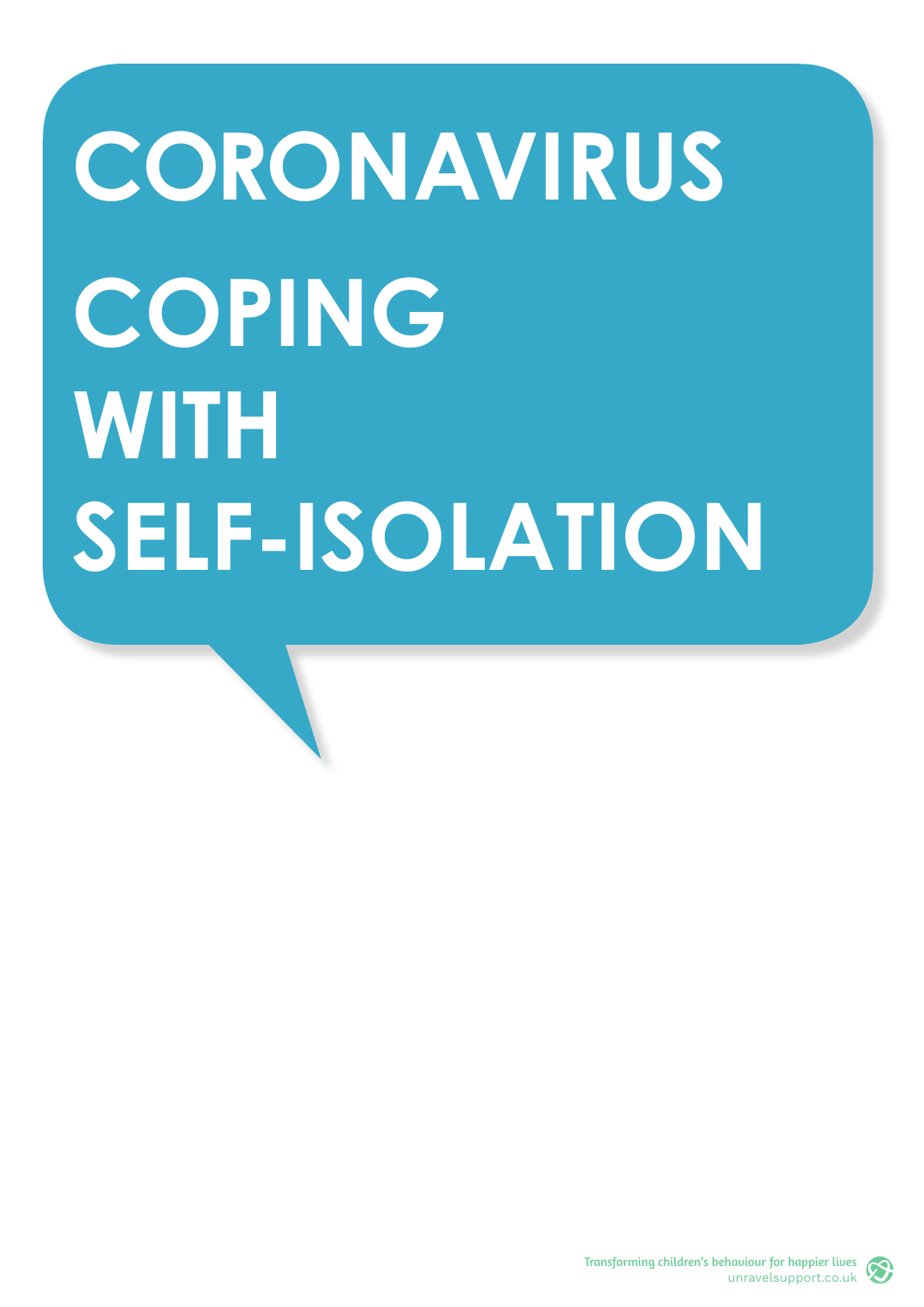# CORONAVIRUS COPING WITH SELF-ISOLATION

Transforming children's behaviour for happier lives
unravelsupport.co.uk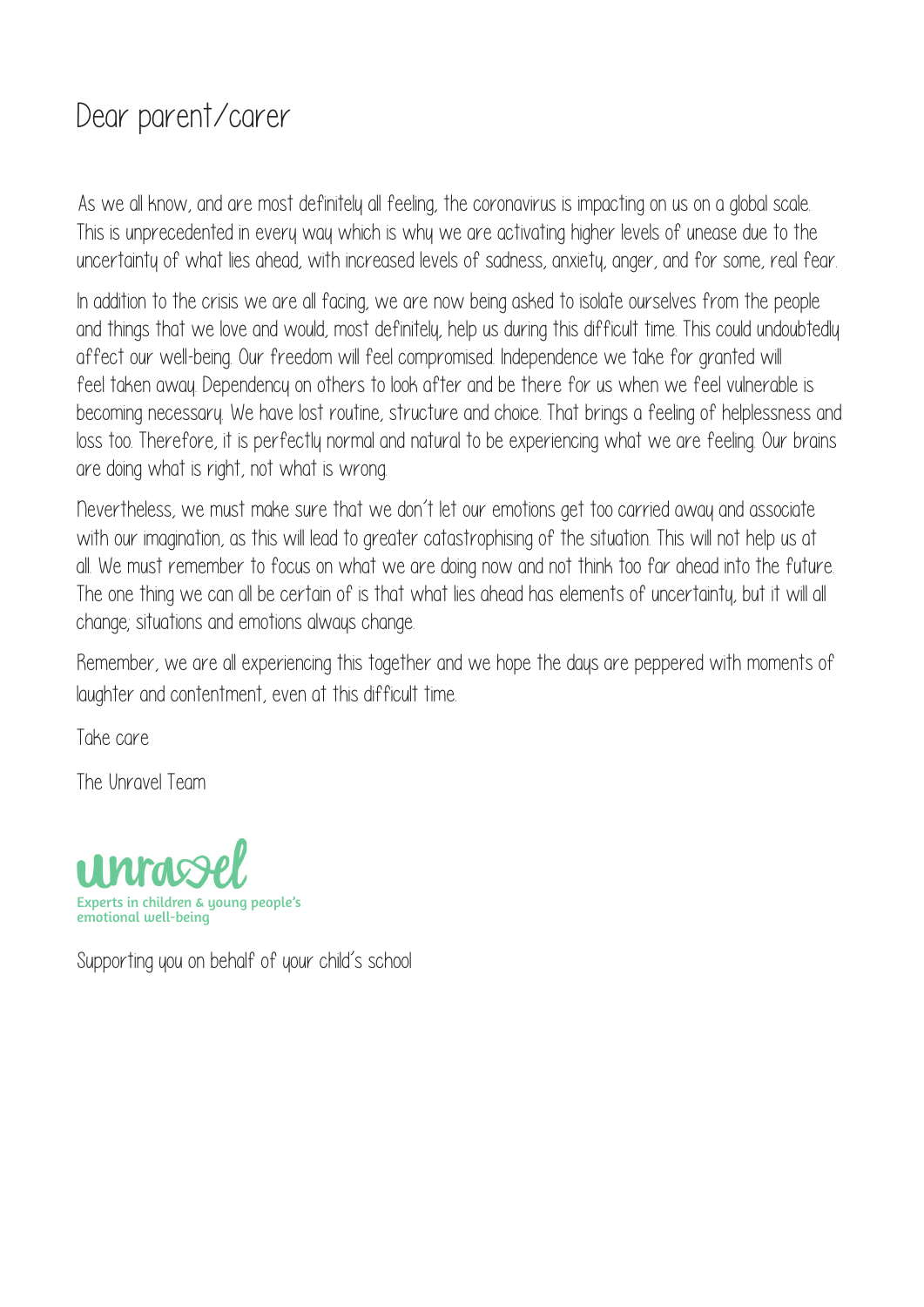# Dear parent/carer

As we all know, and are most definitely all feeling, the coronavirus is impacting on us on a global scale. This is unprecedented in every way which is why we are activating higher levels of unease due to the uncertainty of what lies ahead, with increased levels of sadness, anxiety, anger, and for some, real fear.

In addition to the crisis we are all facing, we are now being asked to isolate ourselves from the people and things that we love and would, most definitely, help us during this difficult time. This could undoubtedly affect our well-being. Our freedom will feel compromised. Independence we take for granted will feel taken away. Dependency on others to look after and be there for us when we feel vulnerable is becoming necessary. We have lost routine, structure and choice. That brings a feeling of helplessness and loss too. Therefore, it is perfectly normal and natural to be experiencing what we are feeling. Our brains are doing what is right, not what is wrong.

Nevertheless, we must make sure that we don't let our emotions get too carried away and associate with our imagination, as this will lead to greater catastrophising of the situation. This will not help us at all. We must remember to focus on what we are doing now and not think too far ahead into the future. The one thing we can all be certain of is that what lies ahead has elements of uncertainty, but it will all change; situations and emotions always change.

Remember, we are all experiencing this together and we hope the days are peppered with moments of laughter and contentment, even at this difficult time.

Take care

The Unravel Team

unravel
Experts in children & young people's emotional well-being

Supporting you on behalf of your child's school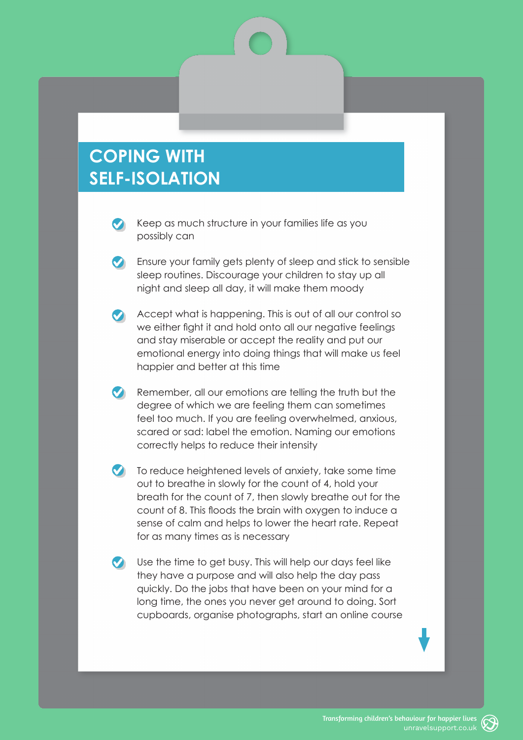# COPING WITH SELF-ISOLATION

- Keep as much structure in your families life as you possibly can
- Ensure your family gets plenty of sleep and stick to sensible sleep routines. Discourage your children to stay up all night and sleep all day, it will make them moody
- Accept what is happening. This is out of all our control so we either fight it and hold onto all our negative feelings and stay miserable or accept the reality and put our emotional energy into doing things that will make us feel happier and better at this time
- Remember, all our emotions are telling the truth but the degree of which we are feeling them can sometimes feel too much. If you are feeling overwhelmed, anxious, scared or sad: label the emotion. Naming our emotions correctly helps to reduce their intensity
- To reduce heightened levels of anxiety, take some time out to breathe in slowly for the count of 4, hold your breath for the count of 7, then slowly breathe out for the count of 8. This floods the brain with oxygen to induce a sense of calm and helps to lower the heart rate. Repeat for as many times as is necessary
- Use the time to get busy. This will help our days feel like they have a purpose and will also help the day pass quickly. Do the jobs that have been on your mind for a long time, the ones you never get around to doing. Sort cupboards, organise photographs, start an online course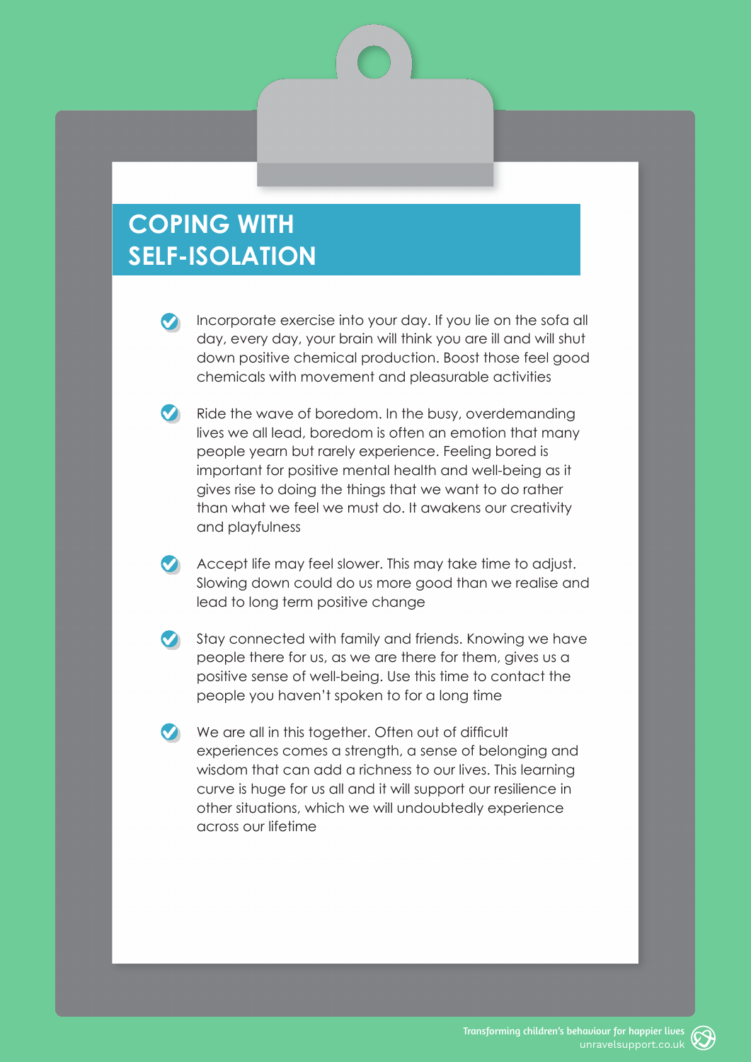# COPING WITH SELF-ISOLATION

- Incorporate exercise into your day. If you lie on the sofa all day, every day, your brain will think you are ill and will shut down positive chemical production. Boost those feel good chemicals with movement and pleasurable activities

- Ride the wave of boredom. In the busy, overdemanding lives we all lead, boredom is often an emotion that many people yearn but rarely experience. Feeling bored is important for positive mental health and well-being as it gives rise to doing the things that we want to do rather than what we feel we must do. It awakens our creativity and playfulness

- Accept life may feel slower. This may take time to adjust. Slowing down could do us more good than we realise and lead to long term positive change

- Stay connected with family and friends. Knowing we have people there for us, as we are there for them, gives us a positive sense of well-being. Use this time to contact the people you haven't spoken to for a long time

- We are all in this together. Often out of difficult experiences comes a strength, a sense of belonging and wisdom that can add a richness to our lives. This learning curve is huge for us all and it will support our resilience in other situations, which we will undoubtedly experience across our lifetime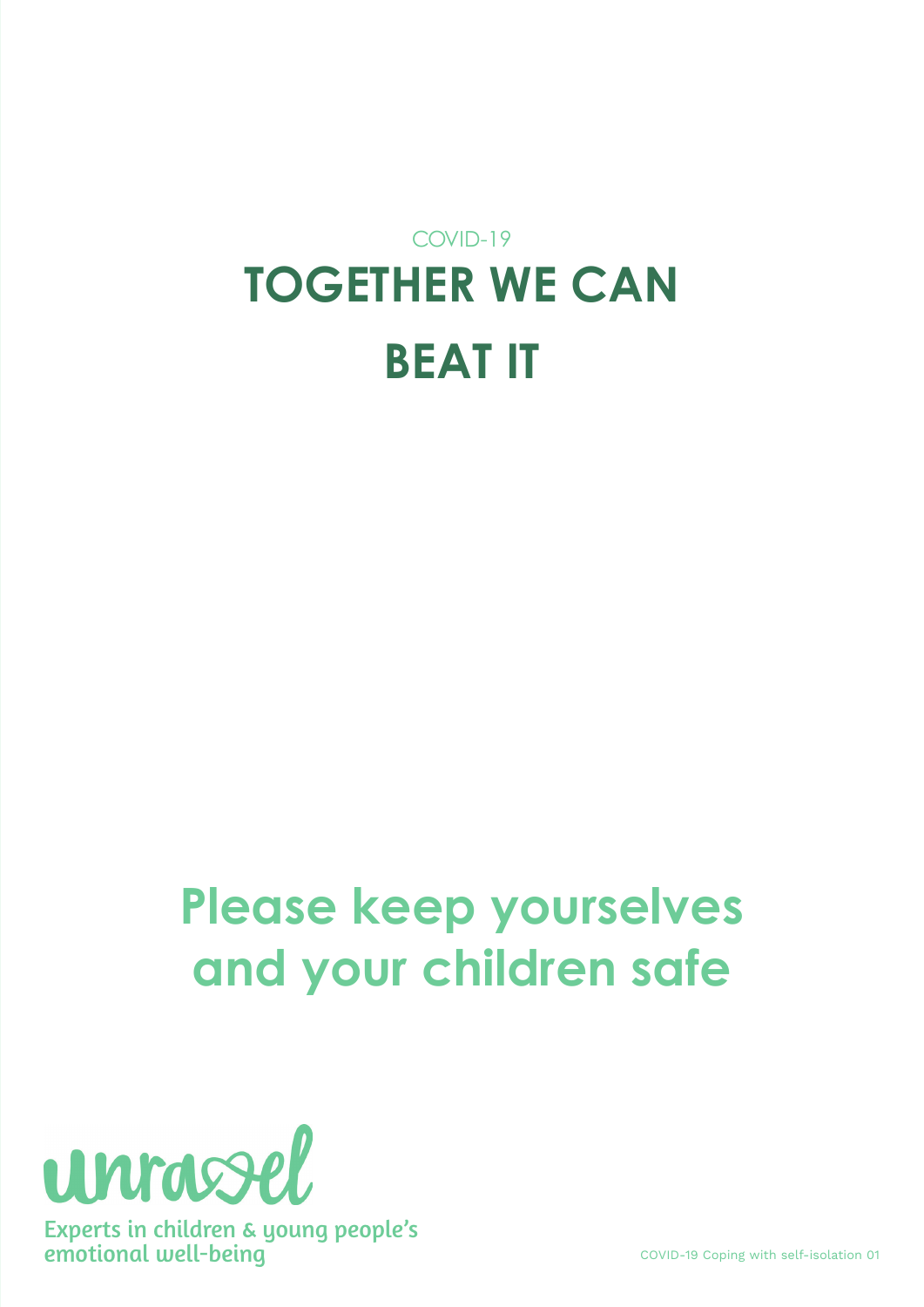COVID-19

# TOGETHER WE CAN BEAT IT

## Please keep yourselves and your children safe

unravel

Experts in children & young people's emotional well-being